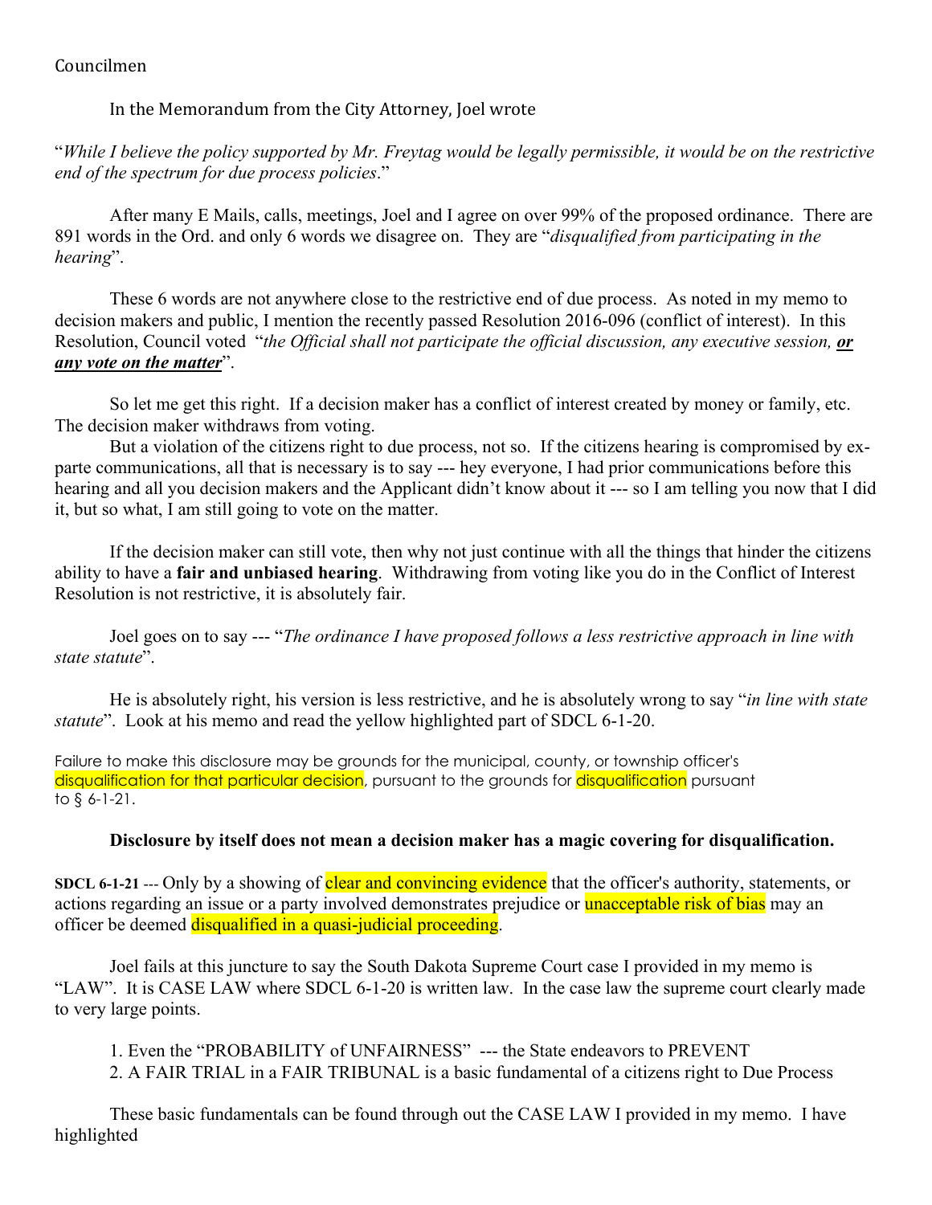Councilmen

In the Memorandum from the City Attorney, Joel wrote

"*While I believe the policy supported by Mr. Freytag would be legally permissible, it would be on the restrictive end of the spectrum for due process policies*."

After many E Mails, calls, meetings, Joel and I agree on over 99% of the proposed ordinance. There are 891 words in the Ord. and only 6 words we disagree on. They are "*disqualified from participating in the hearing*".

These 6 words are not anywhere close to the restrictive end of due process. As noted in my memo to decision makers and public, I mention the recently passed Resolution 2016-096 (conflict of interest). In this Resolution, Council voted "*the Official shall not participate the official discussion, any executive session, **or any vote on the matter***".

So let me get this right. If a decision maker has a conflict of interest created by money or family, etc. The decision maker withdraws from voting.

But a violation of the citizens right to due process, not so. If the citizens hearing is compromised by ex-parte communications, all that is necessary is to say --- hey everyone, I had prior communications before this hearing and all you decision makers and the Applicant didn't know about it --- so I am telling you now that I did it, but so what, I am still going to vote on the matter.

If the decision maker can still vote, then why not just continue with all the things that hinder the citizens ability to have a **fair and unbiased hearing**. Withdrawing from voting like you do in the Conflict of Interest Resolution is not restrictive, it is absolutely fair.

Joel goes on to say --- "*The ordinance I have proposed follows a less restrictive approach in line with state statute*".

He is absolutely right, his version is less restrictive, and he is absolutely wrong to say "*in line with state statute*". Look at his memo and read the yellow highlighted part of SDCL 6-1-20.

Failure to make this disclosure may be grounds for the municipal, county, or township officer's disqualification for that particular decision, pursuant to the grounds for disqualification pursuant to § 6-1-21.

**Disclosure by itself does not mean a decision maker has a magic covering for disqualification.**

**SDCL 6-1-21** --- Only by a showing of clear and convincing evidence that the officer's authority, statements, or actions regarding an issue or a party involved demonstrates prejudice or unacceptable risk of bias may an officer be deemed disqualified in a quasi-judicial proceeding.

Joel fails at this juncture to say the South Dakota Supreme Court case I provided in my memo is "LAW". It is CASE LAW where SDCL 6-1-20 is written law. In the case law the supreme court clearly made to very large points.

1. Even the "PROBABILITY of UNFAIRNESS" --- the State endeavors to PREVENT
2. A FAIR TRIAL in a FAIR TRIBUNAL is a basic fundamental of a citizens right to Due Process

These basic fundamentals can be found through out the CASE LAW I provided in my memo. I have highlighted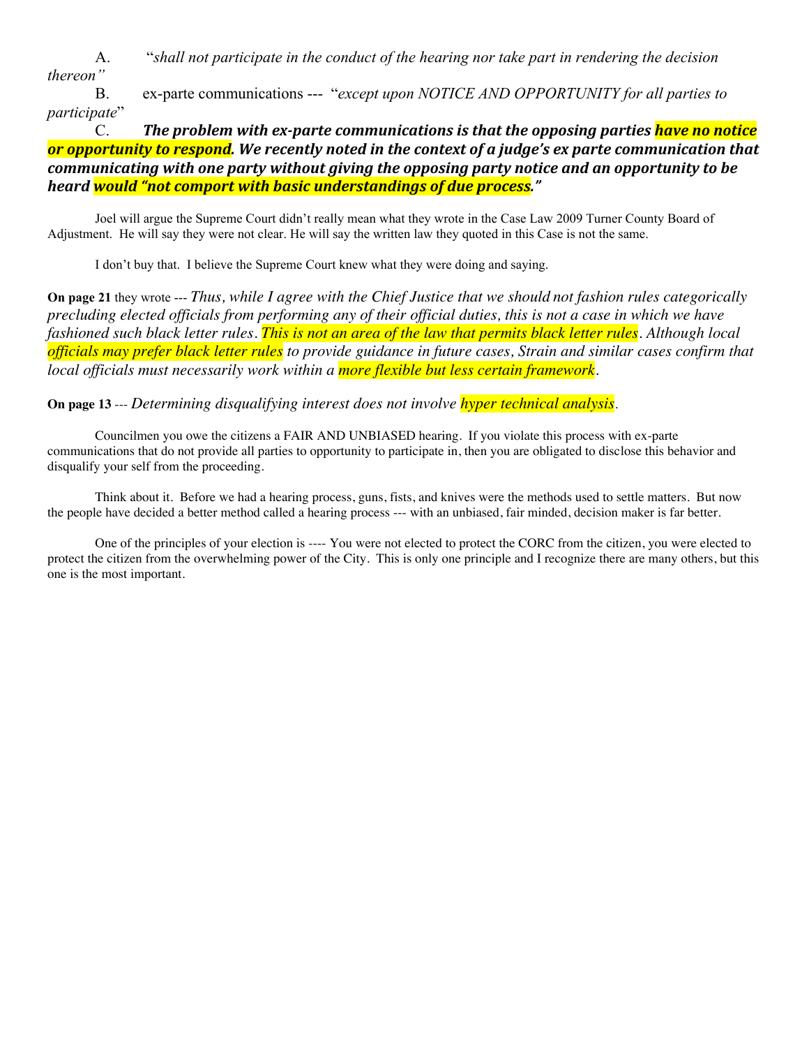A. “*shall not participate in the conduct of the hearing nor take part in rendering the decision thereon”*

B. ex-parte communications --- “*except upon NOTICE AND OPPORTUNITY for all parties to participate*”

C. ***The problem with ex-parte communications is that the opposing parties have no notice or opportunity to respond. We recently noted in the context of a judge’s ex parte communication that communicating with one party without giving the opposing party notice and an opportunity to be heard would “not comport with basic understandings of due process.”***

Joel will argue the Supreme Court didn’t really mean what they wrote in the Case Law 2009 Turner County Board of Adjustment. He will say they were not clear. He will say the written law they quoted in this Case is not the same.

I don’t buy that. I believe the Supreme Court knew what they were doing and saying.

**On page 21** they wrote --- *Thus, while I agree with the Chief Justice that we should not fashion rules categorically precluding elected officials from performing any of their official duties, this is not a case in which we have fashioned such black letter rules. This is not an area of the law that permits black letter rules. Although local officials may prefer black letter rules to provide guidance in future cases, Strain and similar cases confirm that local officials must necessarily work within a more flexible but less certain framework.*

**On page 13** --- *Determining disqualifying interest does not involve hyper technical analysis.*

Councilmen you owe the citizens a FAIR AND UNBIASED hearing. If you violate this process with ex-parte communications that do not provide all parties to opportunity to participate in, then you are obligated to disclose this behavior and disqualify your self from the proceeding.

Think about it. Before we had a hearing process, guns, fists, and knives were the methods used to settle matters. But now the people have decided a better method called a hearing process --- with an unbiased, fair minded, decision maker is far better.

One of the principles of your election is ---- You were not elected to protect the CORC from the citizen, you were elected to protect the citizen from the overwhelming power of the City. This is only one principle and I recognize there are many others, but this one is the most important.